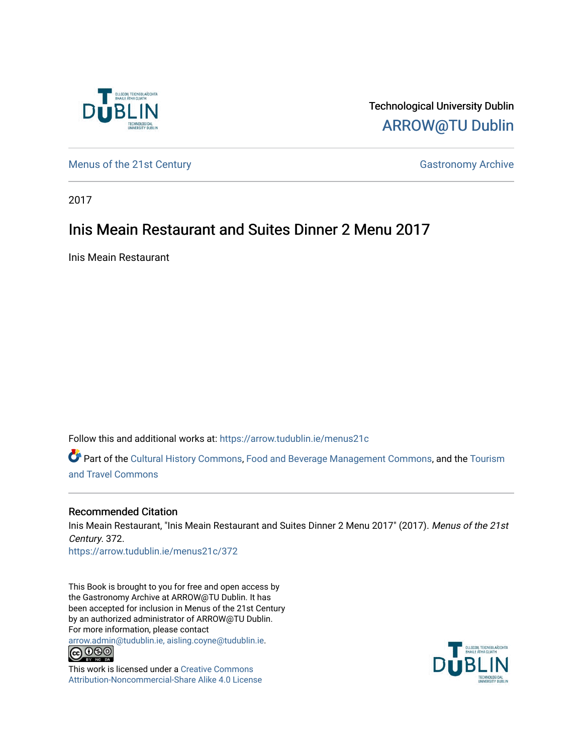Technological University Dublin

ARROW@TU Dublin

Menus of the 21st Century

Gastronomy Archive

2017

# Inis Meain Restaurant and Suites Dinner 2 Menu 2017

Inis Meain Restaurant

Follow this and additional works at: https://arrow.tudublin.ie/menus21c

Part of the Cultural History Commons, Food and Beverage Management Commons, and the Tourism and Travel Commons

## Recommended Citation

Inis Meain Restaurant, "Inis Meain Restaurant and Suites Dinner 2 Menu 2017" (2017). *Menus of the 21st Century*. 372.
https://arrow.tudublin.ie/menus21c/372

This Book is brought to you for free and open access by the Gastronomy Archive at ARROW@TU Dublin. It has been accepted for inclusion in Menus of the 21st Century by an authorized administrator of ARROW@TU Dublin. For more information, please contact arrow.admin@tudublin.ie, aisling.coyne@tudublin.ie.

This work is licensed under a Creative Commons Attribution-Noncommercial-Share Alike 4.0 License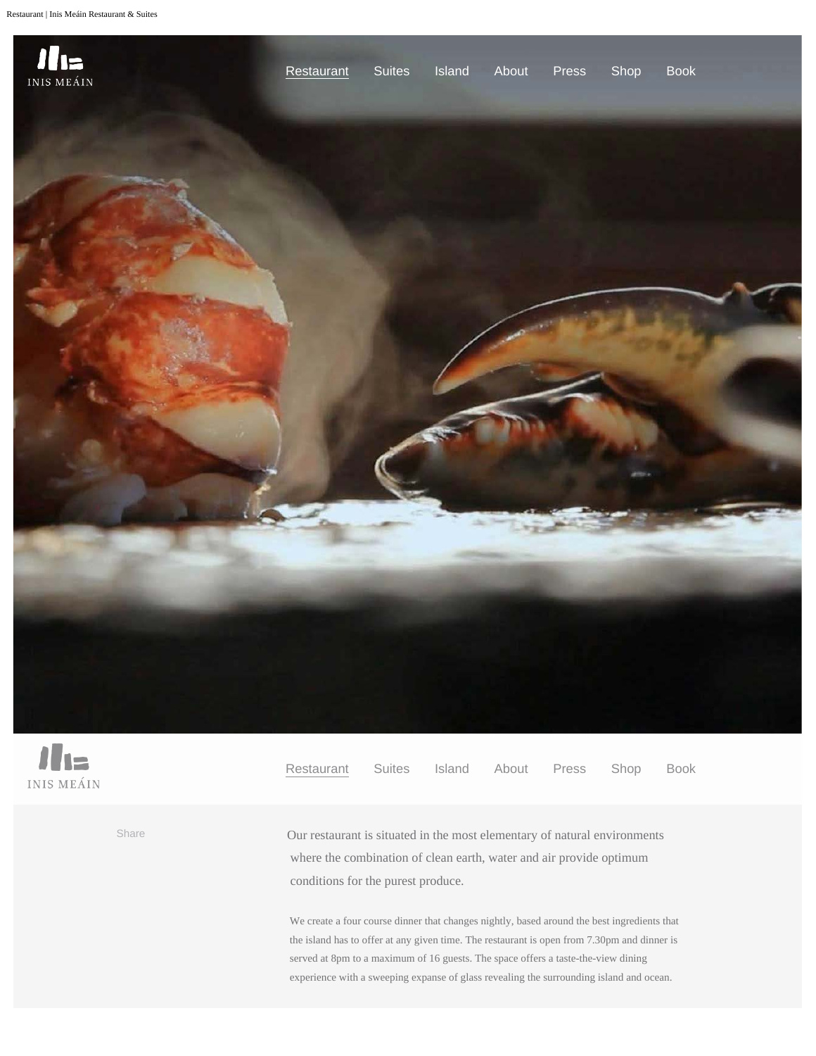INIS MEÁIN

Restaurant Suites Island About Press Shop Book

INIS MEÁIN

Restaurant Suites Island About Press Shop Book

Share

Our restaurant is situated in the most elementary of natural environments where the combination of clean earth, water and air provide optimum conditions for the purest produce.

We create a four course dinner that changes nightly, based around the best ingredients that the island has to offer at any given time. The restaurant is open from 7.30pm and dinner is served at 8pm to a maximum of 16 guests. The space offers a taste-the-view dining experience with a sweeping expanse of glass revealing the surrounding island and ocean.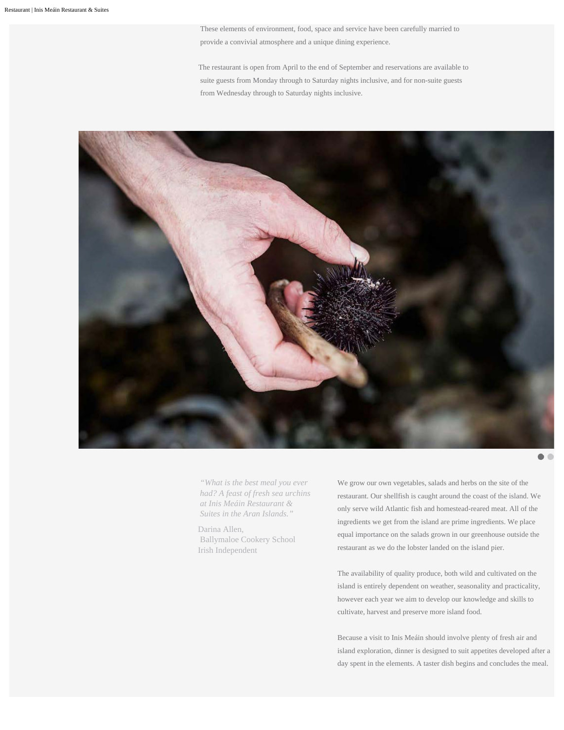These elements of environment, food, space and service have been carefully married to provide a convivial atmosphere and a unique dining experience.

The restaurant is open from April to the end of September and reservations are available to suite guests from Monday through to Saturday nights inclusive, and for non-suite guests from Wednesday through to Saturday nights inclusive.

*"What is the best meal you ever had? A feast of fresh sea urchins at Inis Meáin Restaurant & Suites in the Aran Islands."*

Darina Allen,
Ballymaloe Cookery School
Irish Independent

We grow our own vegetables, salads and herbs on the site of the restaurant. Our shellfish is caught around the coast of the island. We only serve wild Atlantic fish and homestead-reared meat. All of the ingredients we get from the island are prime ingredients. We place equal importance on the salads grown in our greenhouse outside the restaurant as we do the lobster landed on the island pier.

The availability of quality produce, both wild and cultivated on the island is entirely dependent on weather, seasonality and practicality, however each year we aim to develop our knowledge and skills to cultivate, harvest and preserve more island food.

Because a visit to Inis Meáin should involve plenty of fresh air and island exploration, dinner is designed to suit appetites developed after a day spent in the elements. A taster dish begins and concludes the meal.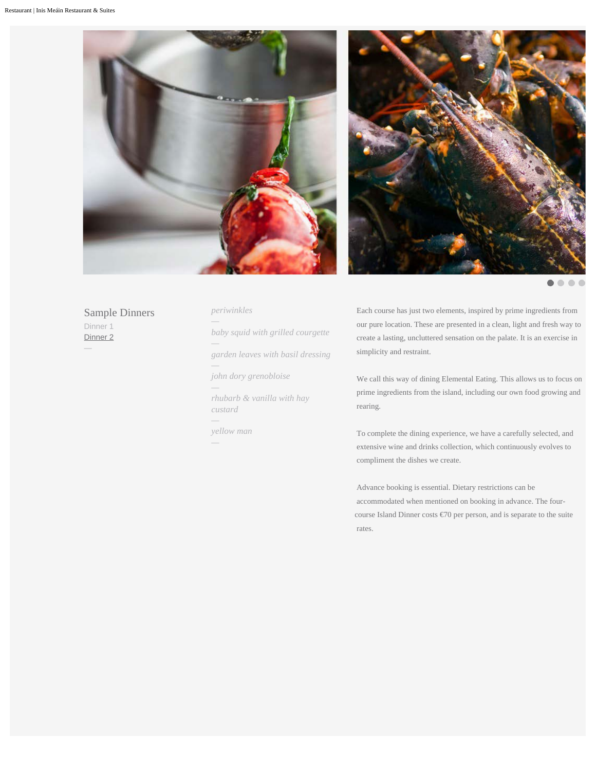## Sample Dinners

Dinner 1

Dinner 2

—

*periwinkles*

—

*baby squid with grilled courgette*

—

*garden leaves with basil dressing*

—

*john dory grenobloise*

—

*rhubarb & vanilla with hay custard*

—

*yellow man*

—

Each course has just two elements, inspired by prime ingredients from our pure location. These are presented in a clean, light and fresh way to create a lasting, uncluttered sensation on the palate. It is an exercise in simplicity and restraint.

We call this way of dining Elemental Eating. This allows us to focus on prime ingredients from the island, including our own food growing and rearing.

To complete the dining experience, we have a carefully selected, and extensive wine and drinks collection, which continuously evolves to compliment the dishes we create.

Advance booking is essential. Dietary restrictions can be accommodated when mentioned on booking in advance. The four-course Island Dinner costs €70 per person, and is separate to the suite rates.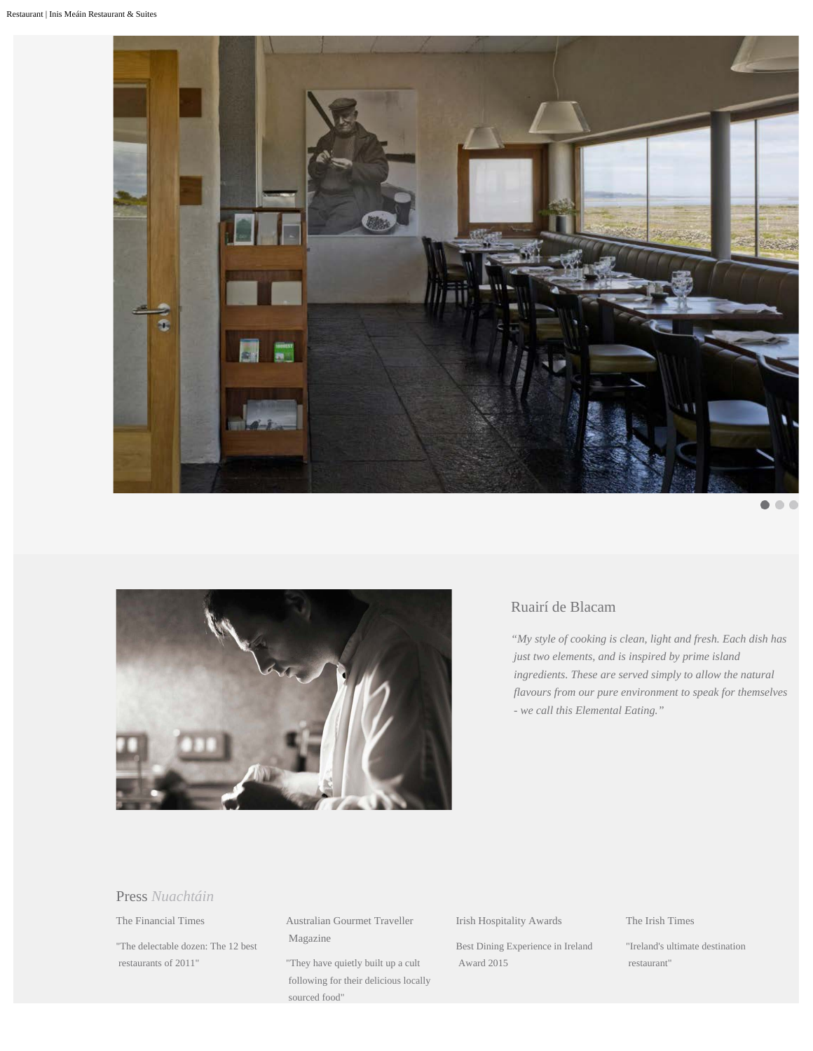## Ruairí de Blacam

*"My style of cooking is clean, light and fresh. Each dish has just two elements, and is inspired by prime island ingredients. These are served simply to allow the natural flavours from our pure environment to speak for themselves - we call this Elemental Eating."*

## Press *Nuachtáin*

**The Financial Times**

"The delectable dozen: The 12 best restaurants of 2011"

**Australian Gourmet Traveller Magazine**

"They have quietly built up a cult following for their delicious locally sourced food"

**Irish Hospitality Awards**

Best Dining Experience in Ireland Award 2015

**The Irish Times**

"Ireland's ultimate destination restaurant"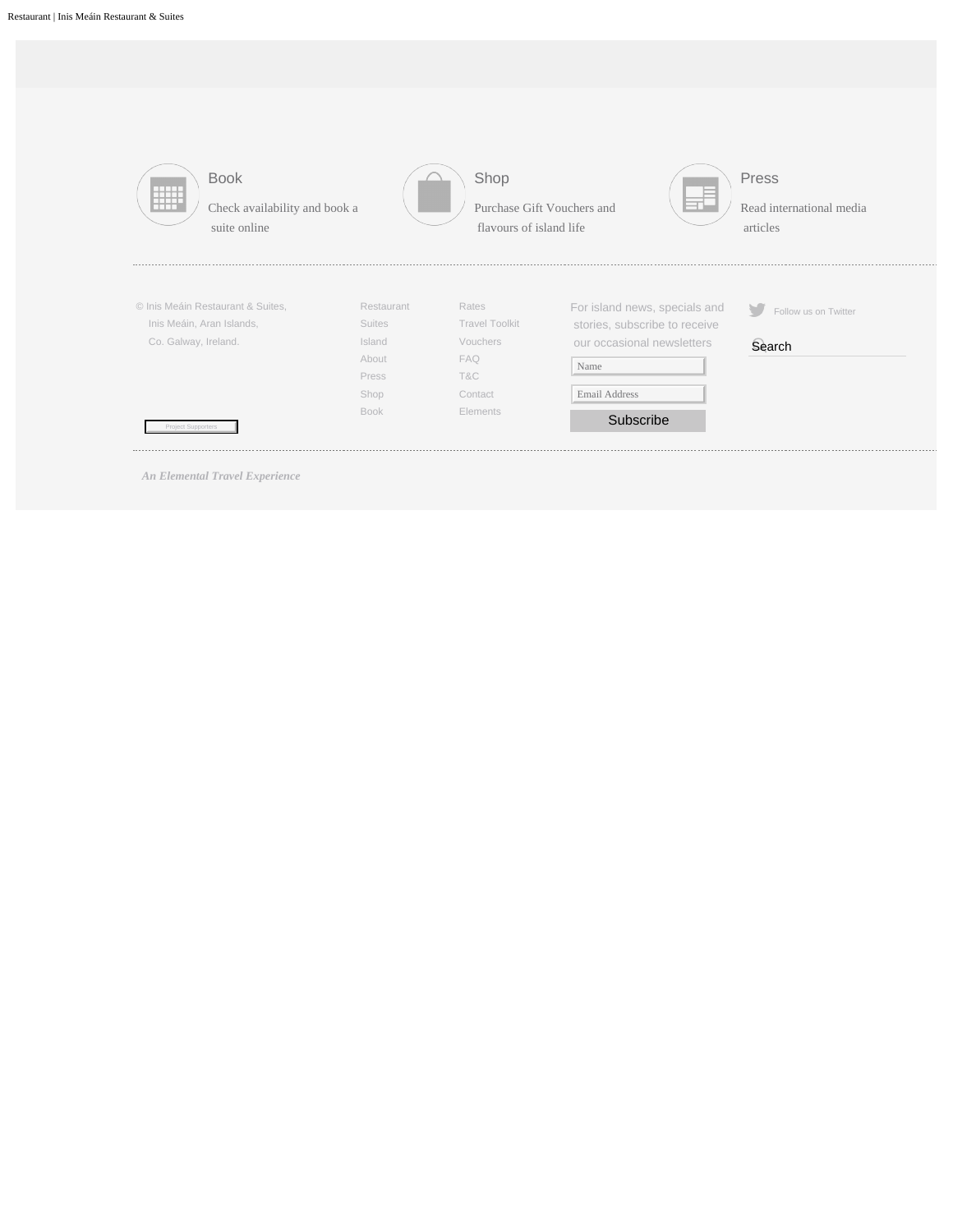## Book

Check availability and book a suite online

## Shop

Purchase Gift Vouchers and flavours of island life

## Press

Read international media articles

© Inis Meáin Restaurant & Suites,
Inis Meáin, Aran Islands,
Co. Galway, Ireland.

Project Supporters

- Restaurant
- Suites
- Island
- About
- Press
- Shop
- Book

- Rates
- Travel Toolkit
- Vouchers
- FAQ
- T&C
- Contact
- Elements

For island news, specials and stories, subscribe to receive our occasional newsletters

Name

Email Address

Subscribe

Follow us on Twitter

Search

*An Elemental Travel Experience*